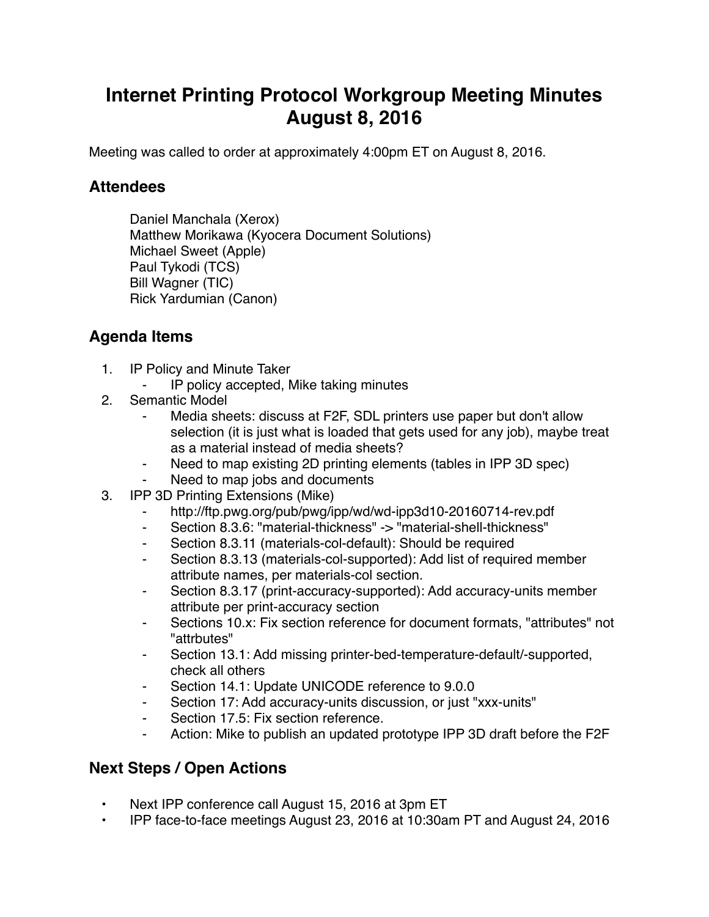# Internet Printing Protocol Workgroup Meeting Minutes August 8, 2016

Meeting was called to order at approximately 4:00pm ET on August 8, 2016.

## Attendees

Daniel Manchala (Xerox)
Matthew Morikawa (Kyocera Document Solutions)
Michael Sweet (Apple)
Paul Tykodi (TCS)
Bill Wagner (TIC)
Rick Yardumian (Canon)

## Agenda Items

1. IP Policy and Minute Taker
    - IP policy accepted, Mike taking minutes
2. Semantic Model
    - Media sheets: discuss at F2F, SDL printers use paper but don't allow selection (it is just what is loaded that gets used for any job), maybe treat as a material instead of media sheets?
    - Need to map existing 2D printing elements (tables in IPP 3D spec)
    - Need to map jobs and documents
3. IPP 3D Printing Extensions (Mike)
    - http://ftp.pwg.org/pub/pwg/ipp/wd/wd-ipp3d10-20160714-rev.pdf
    - Section 8.3.6: "material-thickness" -> "material-shell-thickness"
    - Section 8.3.11 (materials-col-default): Should be required
    - Section 8.3.13 (materials-col-supported): Add list of required member attribute names, per materials-col section.
    - Section 8.3.17 (print-accuracy-supported): Add accuracy-units member attribute per print-accuracy section
    - Sections 10.x: Fix section reference for document formats, "attributes" not "attrbutes"
    - Section 13.1: Add missing printer-bed-temperature-default/-supported, check all others
    - Section 14.1: Update UNICODE reference to 9.0.0
    - Section 17: Add accuracy-units discussion, or just "xxx-units"
    - Section 17.5: Fix section reference.
    - Action: Mike to publish an updated prototype IPP 3D draft before the F2F

## Next Steps / Open Actions

- Next IPP conference call August 15, 2016 at 3pm ET
- IPP face-to-face meetings August 23, 2016 at 10:30am PT and August 24, 2016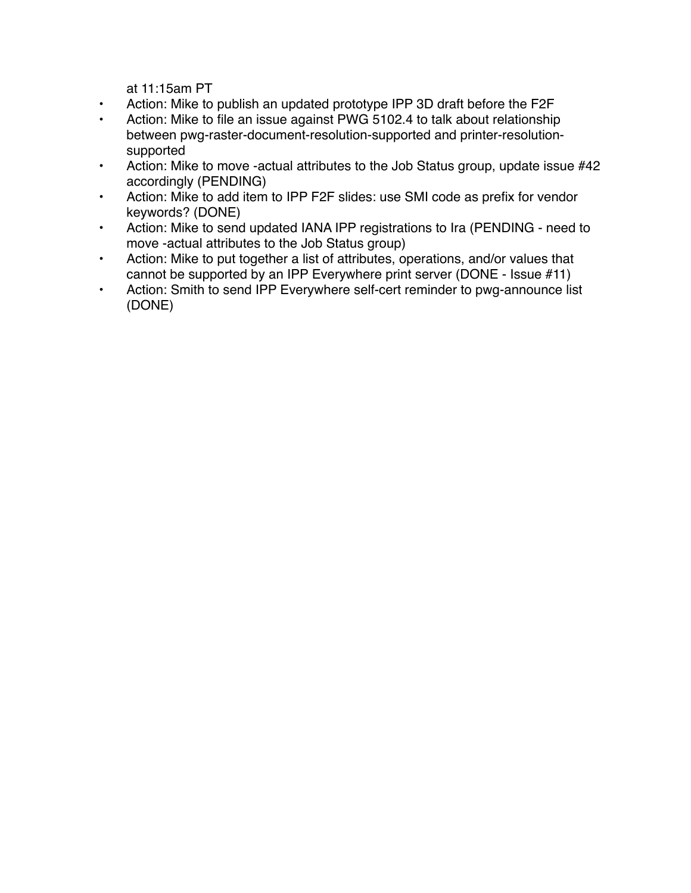at 11:15am PT

- Action: Mike to publish an updated prototype IPP 3D draft before the F2F
- Action: Mike to file an issue against PWG 5102.4 to talk about relationship between pwg-raster-document-resolution-supported and printer-resolution-supported
- Action: Mike to move -actual attributes to the Job Status group, update issue #42 accordingly (PENDING)
- Action: Mike to add item to IPP F2F slides: use SMI code as prefix for vendor keywords? (DONE)
- Action: Mike to send updated IANA IPP registrations to Ira (PENDING - need to move -actual attributes to the Job Status group)
- Action: Mike to put together a list of attributes, operations, and/or values that cannot be supported by an IPP Everywhere print server (DONE - Issue #11)
- Action: Smith to send IPP Everywhere self-cert reminder to pwg-announce list (DONE)